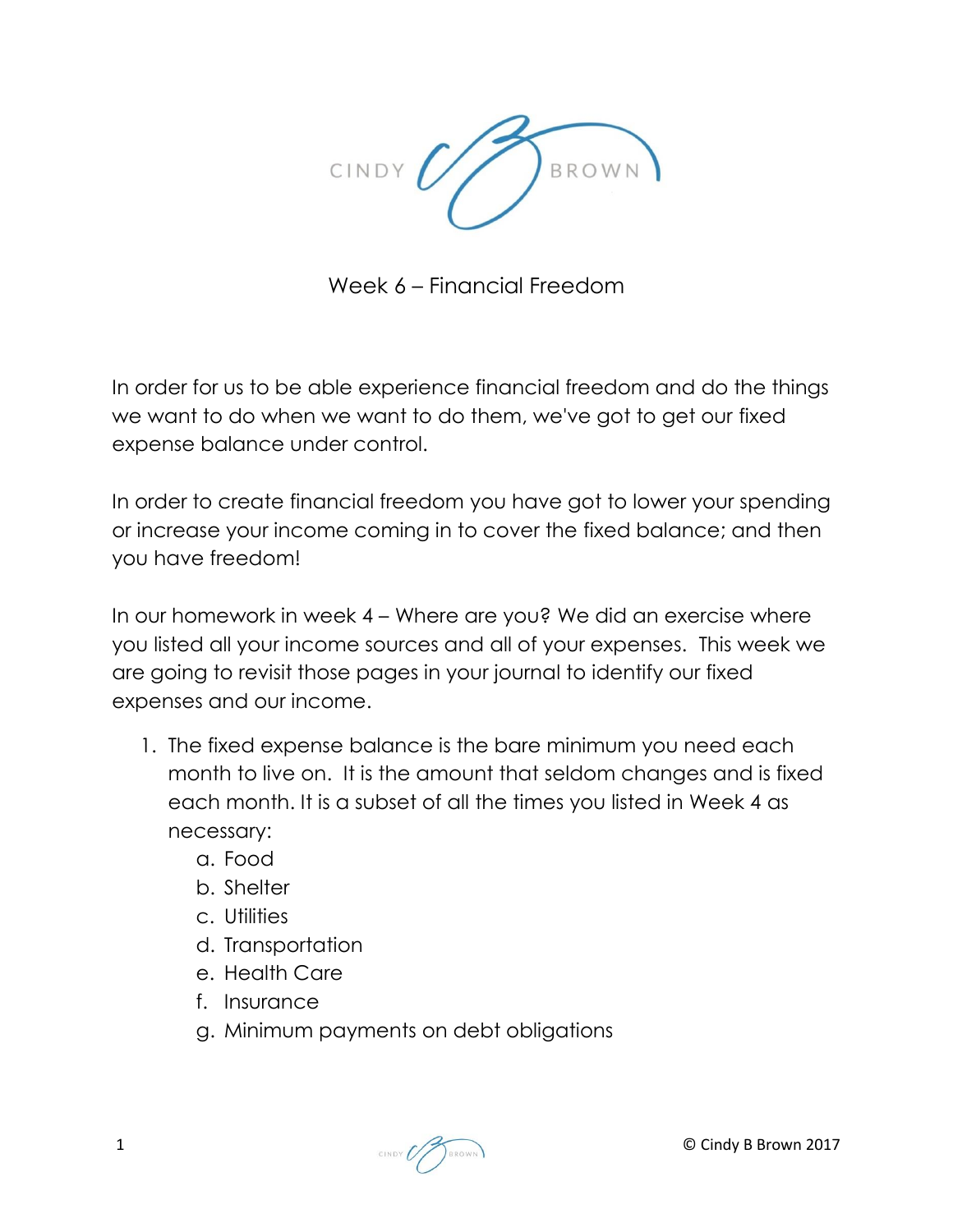CINDY BROWN

# Week 6 – Financial Freedom

In order for us to be able experience financial freedom and do the things we want to do when we want to do them, we've got to get our fixed expense balance under control.

In order to create financial freedom you have got to lower your spending or increase your income coming in to cover the fixed balance; and then you have freedom!

In our homework in week 4 – Where are you? We did an exercise where you listed all your income sources and all of your expenses. This week we are going to revisit those pages in your journal to identify our fixed expenses and our income.

1. The fixed expense balance is the bare minimum you need each month to live on. It is the amount that seldom changes and is fixed each month. It is a subset of all the times you listed in Week 4 as necessary:
    a. Food
    b. Shelter
    c. Utilities
    d. Transportation
    e. Health Care
    f. Insurance
    g. Minimum payments on debt obligations

© Cindy B Brown 2017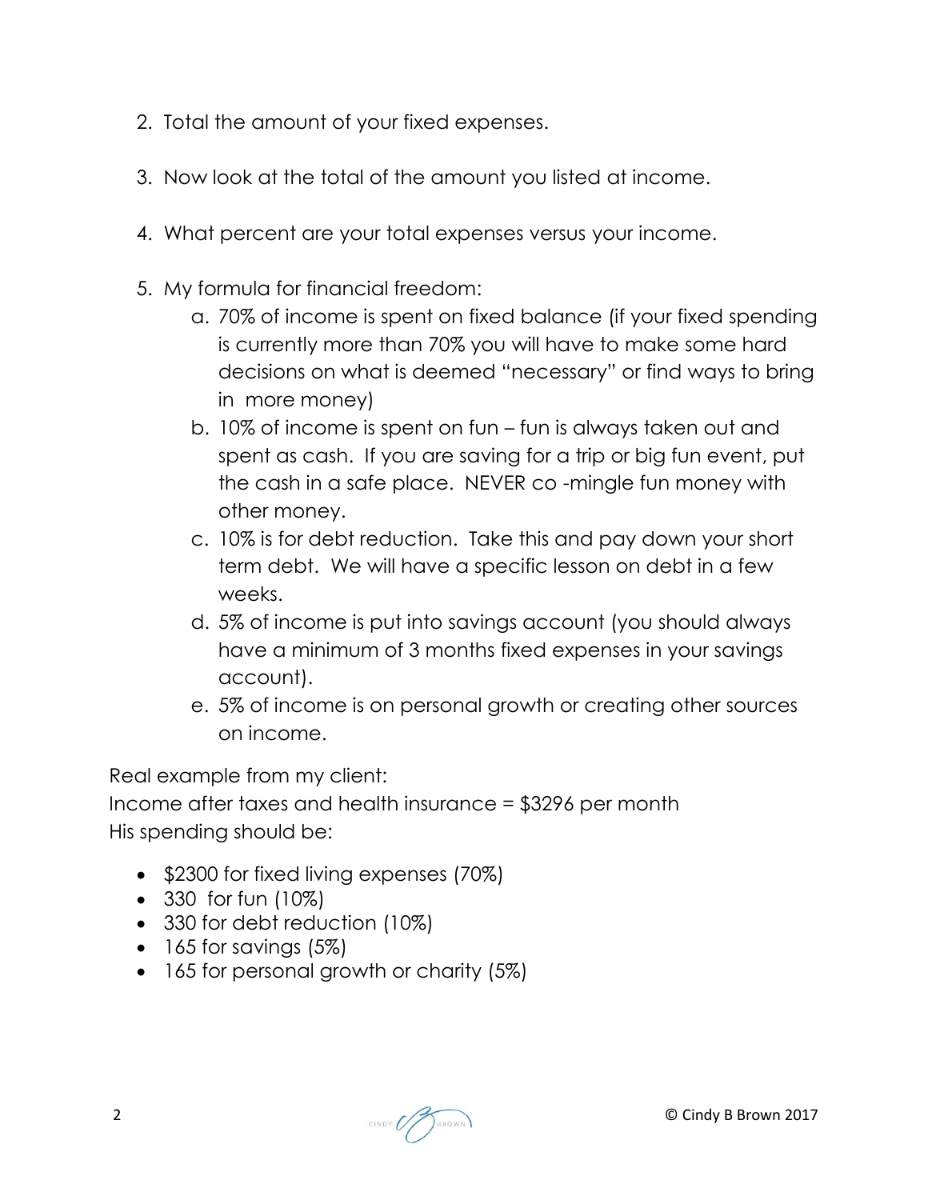2. Total the amount of your fixed expenses.

3. Now look at the total of the amount you listed at income.

4. What percent are your total expenses versus your income.

5. My formula for financial freedom:
   a. 70% of income is spent on fixed balance (if your fixed spending is currently more than 70% you will have to make some hard decisions on what is deemed "necessary" or find ways to bring in more money)
   b. 10% of income is spent on fun – fun is always taken out and spent as cash. If you are saving for a trip or big fun event, put the cash in a safe place. NEVER co -mingle fun money with other money.
   c. 10% is for debt reduction. Take this and pay down your short term debt. We will have a specific lesson on debt in a few weeks.
   d. 5% of income is put into savings account (you should always have a minimum of 3 months fixed expenses in your savings account).
   e. 5% of income is on personal growth or creating other sources on income.

Real example from my client:
Income after taxes and health insurance = $3296 per month
His spending should be:

- $2300 for fixed living expenses (70%)
- 330 for fun (10%)
- 330 for debt reduction (10%)
- 165 for savings (5%)
- 165 for personal growth or charity (5%)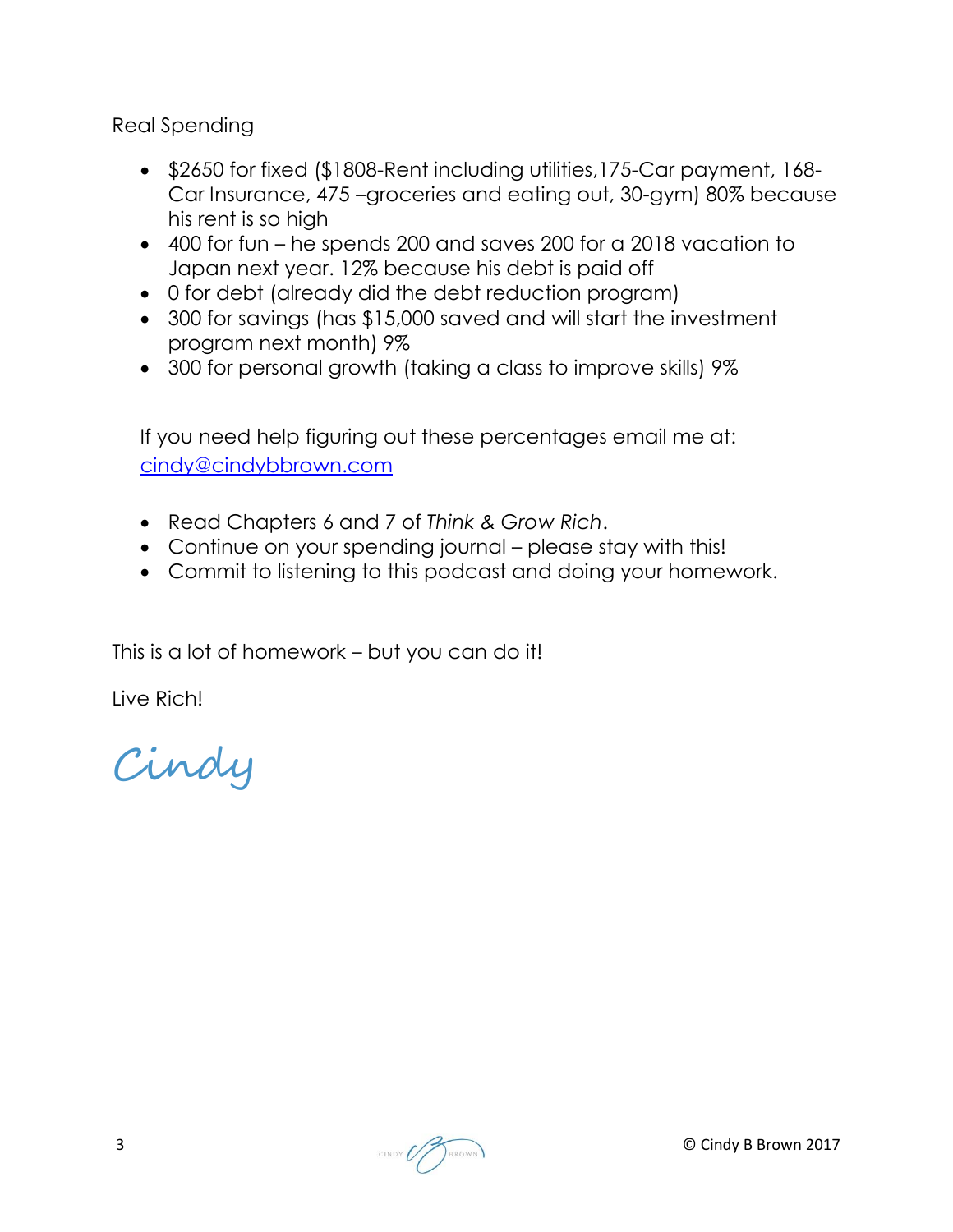Real Spending

- $2650 for fixed ($1808-Rent including utilities,175-Car payment, 168-Car Insurance, 475 –groceries and eating out, 30-gym) 80% because his rent is so high
- 400 for fun – he spends 200 and saves 200 for a 2018 vacation to Japan next year. 12% because his debt is paid off
- 0 for debt (already did the debt reduction program)
- 300 for savings (has $15,000 saved and will start the investment program next month) 9%
- 300 for personal growth (taking a class to improve skills) 9%

If you need help figuring out these percentages email me at: [cindy@cindybbrown.com](mailto:cindy@cindybbrown.com)

- Read Chapters 6 and 7 of *Think & Grow Rich*.
- Continue on your spending journal – please stay with this!
- Commit to listening to this podcast and doing your homework.

This is a lot of homework – but you can do it!

Live Rich!

Cindy